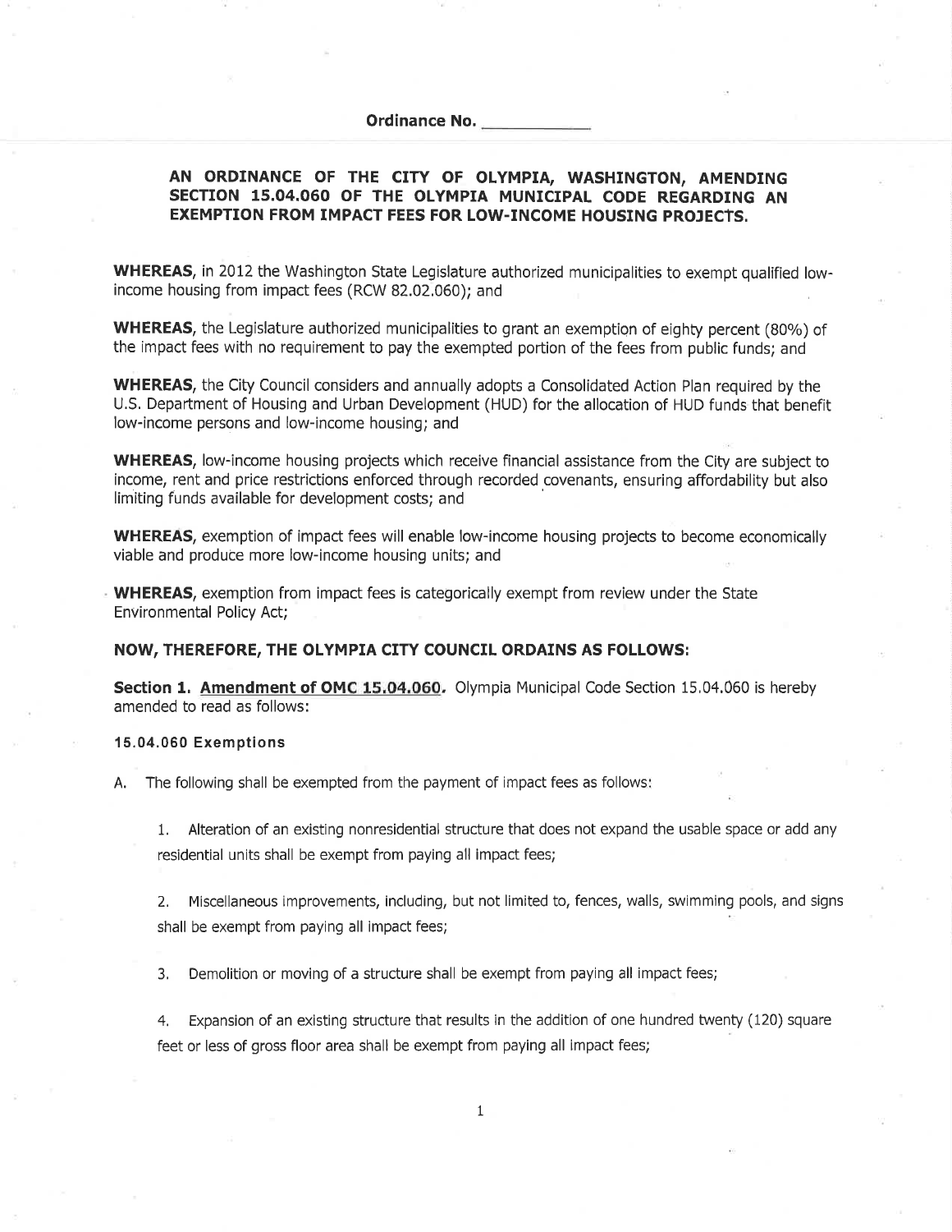**Ordinance No. ____________**

## AN ORDINANCE OF THE CITY OF OLYMPIA, WASHINGTON, AMENDING SECTION 15.04.060 OF THE OLYMPIA MUNICIPAL CODE REGARDING AN EXEMPTION FROM IMPACT FEES FOR LOW-INCOME HOUSING PROJECTS.

**WHEREAS,** in 2012 the Washington State Legislature authorized municipalities to exempt qualified low-income housing from impact fees (RCW 82.02.060); and

**WHEREAS,** the Legislature authorized municipalities to grant an exemption of eighty percent (80%) of the impact fees with no requirement to pay the exempted portion of the fees from public funds; and

**WHEREAS,** the City Council considers and annually adopts a Consolidated Action Plan required by the U.S. Department of Housing and Urban Development (HUD) for the allocation of HUD funds that benefit low-income persons and low-income housing; and

**WHEREAS,** low-income housing projects which receive financial assistance from the City are subject to income, rent and price restrictions enforced through recorded covenants, ensuring affordability but also limiting funds available for development costs; and

**WHEREAS,** exemption of impact fees will enable low-income housing projects to become economically viable and produce more low-income housing units; and

**WHEREAS,** exemption from impact fees is categorically exempt from review under the State Environmental Policy Act;

**NOW, THEREFORE, THE OLYMPIA CITY COUNCIL ORDAINS AS FOLLOWS:**

**Section 1. Amendment of OMC 15.04.060.** Olympia Municipal Code Section 15.04.060 is hereby amended to read as follows:

### 15.04.060 Exemptions

A. The following shall be exempted from the payment of impact fees as follows:

1. Alteration of an existing nonresidential structure that does not expand the usable space or add any residential units shall be exempt from paying all impact fees;

2. Miscellaneous improvements, including, but not limited to, fences, walls, swimming pools, and signs shall be exempt from paying all impact fees;

3. Demolition or moving of a structure shall be exempt from paying all impact fees;

4. Expansion of an existing structure that results in the addition of one hundred twenty (120) square feet or less of gross floor area shall be exempt from paying all impact fees;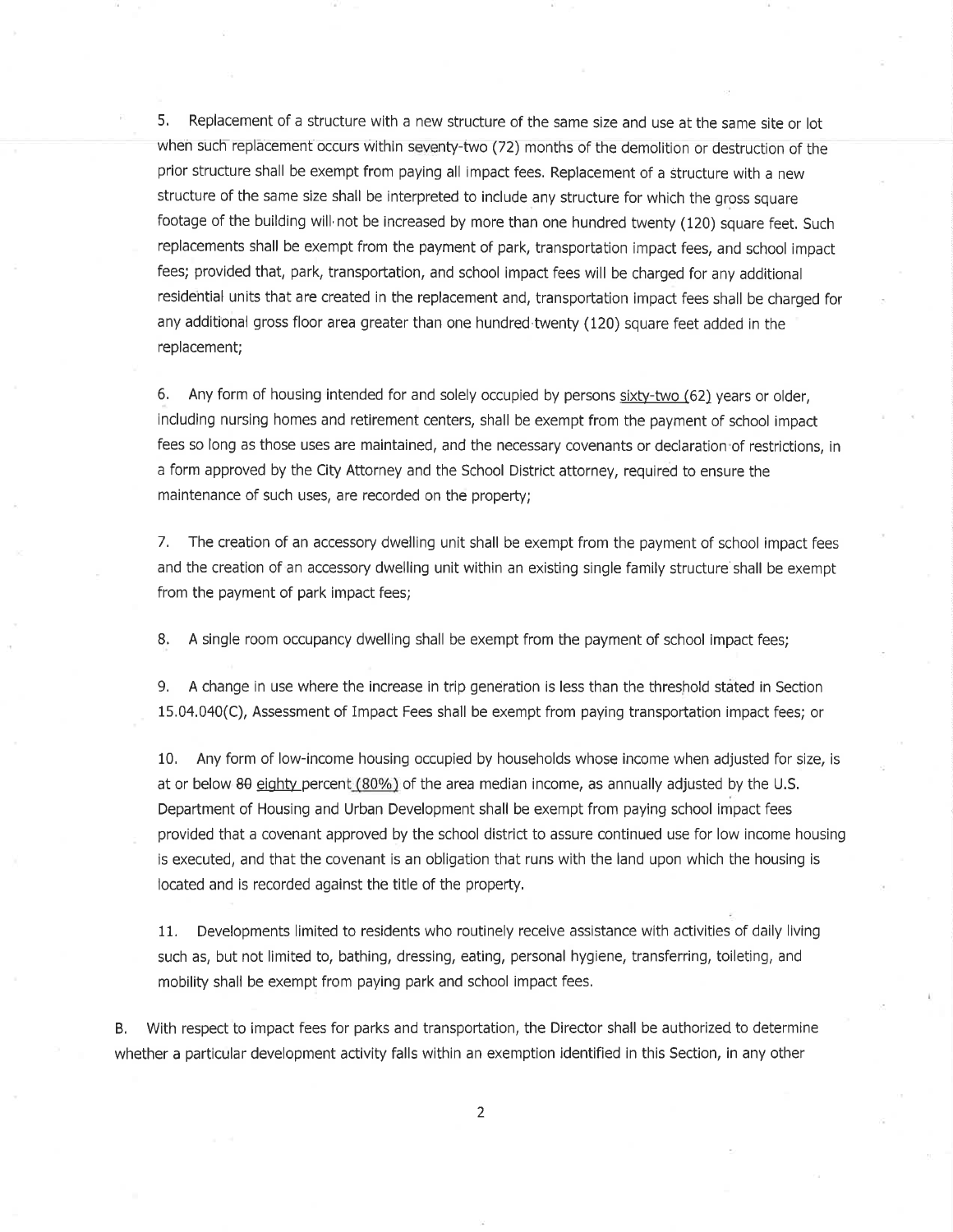5. Replacement of a structure with a new structure of the same size and use at the same site or lot when such replacement occurs within seventy-two (72) months of the demolition or destruction of the prior structure shall be exempt from paying all impact fees. Replacement of a structure with a new structure of the same size shall be interpreted to include any structure for which the gross square footage of the building will not be increased by more than one hundred twenty (120) square feet. Such replacements shall be exempt from the payment of park, transportation impact fees, and school impact fees; provided that, park, transportation, and school impact fees will be charged for any additional residential units that are created in the replacement and, transportation impact fees shall be charged for any additional gross floor area greater than one hundred twenty (120) square feet added in the replacement;

6. Any form of housing intended for and solely occupied by persons sixty-two (62) years or older, including nursing homes and retirement centers, shall be exempt from the payment of school impact fees so long as those uses are maintained, and the necessary covenants or declaration of restrictions, in a form approved by the City Attorney and the School District attorney, required to ensure the maintenance of such uses, are recorded on the property;

7. The creation of an accessory dwelling unit shall be exempt from the payment of school impact fees and the creation of an accessory dwelling unit within an existing single family structure shall be exempt from the payment of park impact fees;

8. A single room occupancy dwelling shall be exempt from the payment of school impact fees;

9. A change in use where the increase in trip generation is less than the threshold stated in Section 15.04.040(C), Assessment of Impact Fees shall be exempt from paying transportation impact fees; or

10. Any form of low-income housing occupied by households whose income when adjusted for size, is at or below ~~80~~ eighty percent (80%) of the area median income, as annually adjusted by the U.S. Department of Housing and Urban Development shall be exempt from paying school impact fees provided that a covenant approved by the school district to assure continued use for low income housing is executed, and that the covenant is an obligation that runs with the land upon which the housing is located and is recorded against the title of the property.

11. Developments limited to residents who routinely receive assistance with activities of daily living such as, but not limited to, bathing, dressing, eating, personal hygiene, transferring, toileting, and mobility shall be exempt from paying park and school impact fees.

B. With respect to impact fees for parks and transportation, the Director shall be authorized to determine whether a particular development activity falls within an exemption identified in this Section, in any other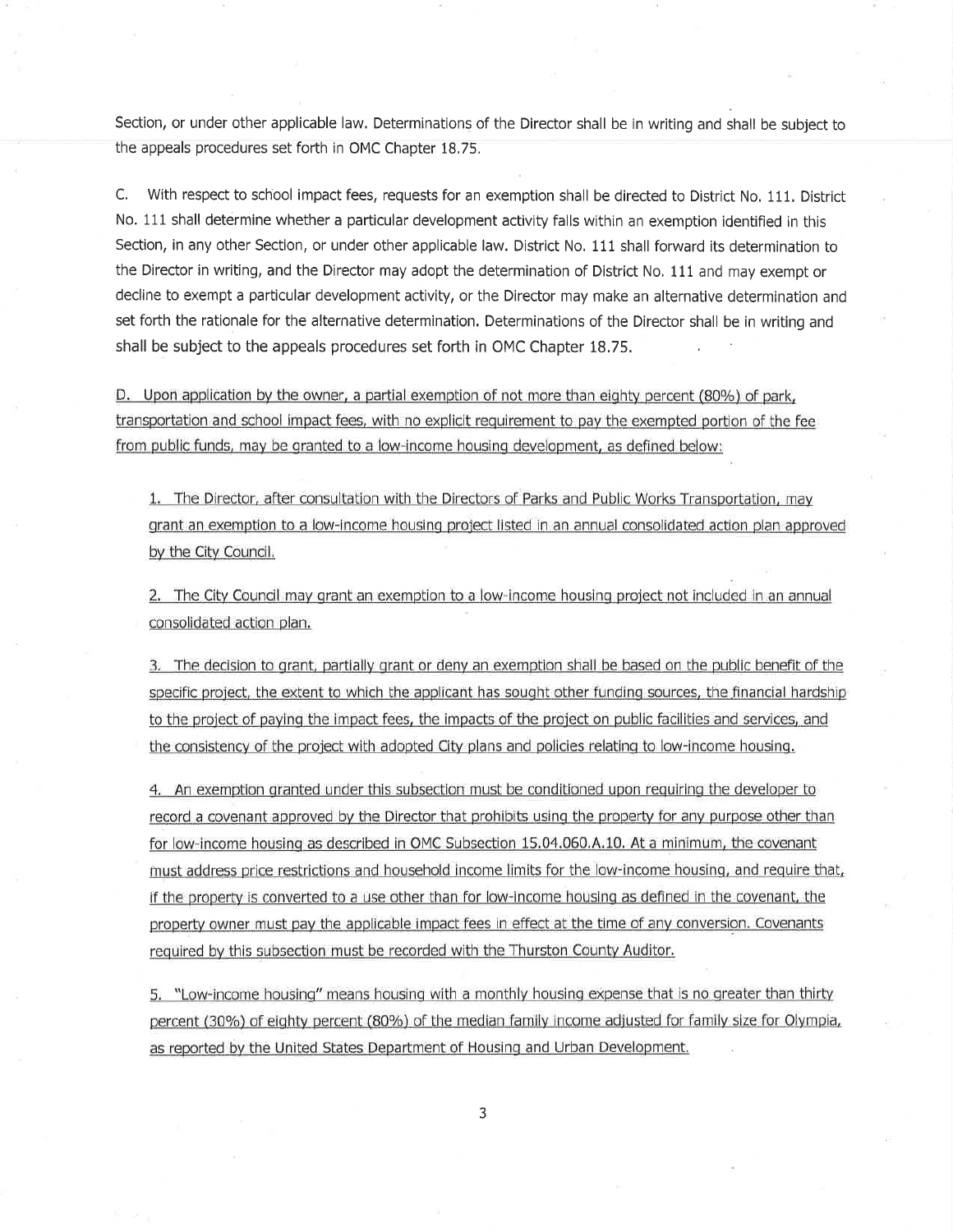Section, or under other applicable law. Determinations of the Director shall be in writing and shall be subject to the appeals procedures set forth in OMC Chapter 18.75.

C. With respect to school impact fees, requests for an exemption shall be directed to District No. 111. District No. 111 shall determine whether a particular development activity falls within an exemption identified in this Section, in any other Section, or under other applicable law. District No. 111 shall forward its determination to the Director in writing, and the Director may adopt the determination of District No. 111 and may exempt or decline to exempt a particular development activity, or the Director may make an alternative determination and set forth the rationale for the alternative determination. Determinations of the Director shall be in writing and shall be subject to the appeals procedures set forth in OMC Chapter 18.75.

<u>D. Upon application by the owner, a partial exemption of not more than eighty percent (80%) of park, transportation and school impact fees, with no explicit requirement to pay the exempted portion of the fee from public funds, may be granted to a low-income housing development, as defined below:</u>

<u>1. The Director, after consultation with the Directors of Parks and Public Works Transportation, may grant an exemption to a low-income housing project listed in an annual consolidated action plan approved by the City Council.</u>

<u>2. The City Council may grant an exemption to a low-income housing project not included in an annual consolidated action plan.</u>

<u>3. The decision to grant, partially grant or deny an exemption shall be based on the public benefit of the specific project, the extent to which the applicant has sought other funding sources, the financial hardship to the project of paying the impact fees, the impacts of the project on public facilities and services, and the consistency of the project with adopted City plans and policies relating to low-income housing.</u>

<u>4. An exemption granted under this subsection must be conditioned upon requiring the developer to record a covenant approved by the Director that prohibits using the property for any purpose other than for low-income housing as described in OMC Subsection 15.04.060.A.10. At a minimum, the covenant must address price restrictions and household income limits for the low-income housing, and require that, if the property is converted to a use other than for low-income housing as defined in the covenant, the property owner must pay the applicable impact fees in effect at the time of any conversion. Covenants required by this subsection must be recorded with the Thurston County Auditor.</u>

<u>5. "Low-income housing" means housing with a monthly housing expense that is no greater than thirty percent (30%) of eighty percent (80%) of the median family income adjusted for family size for Olympia, as reported by the United States Department of Housing and Urban Development.</u>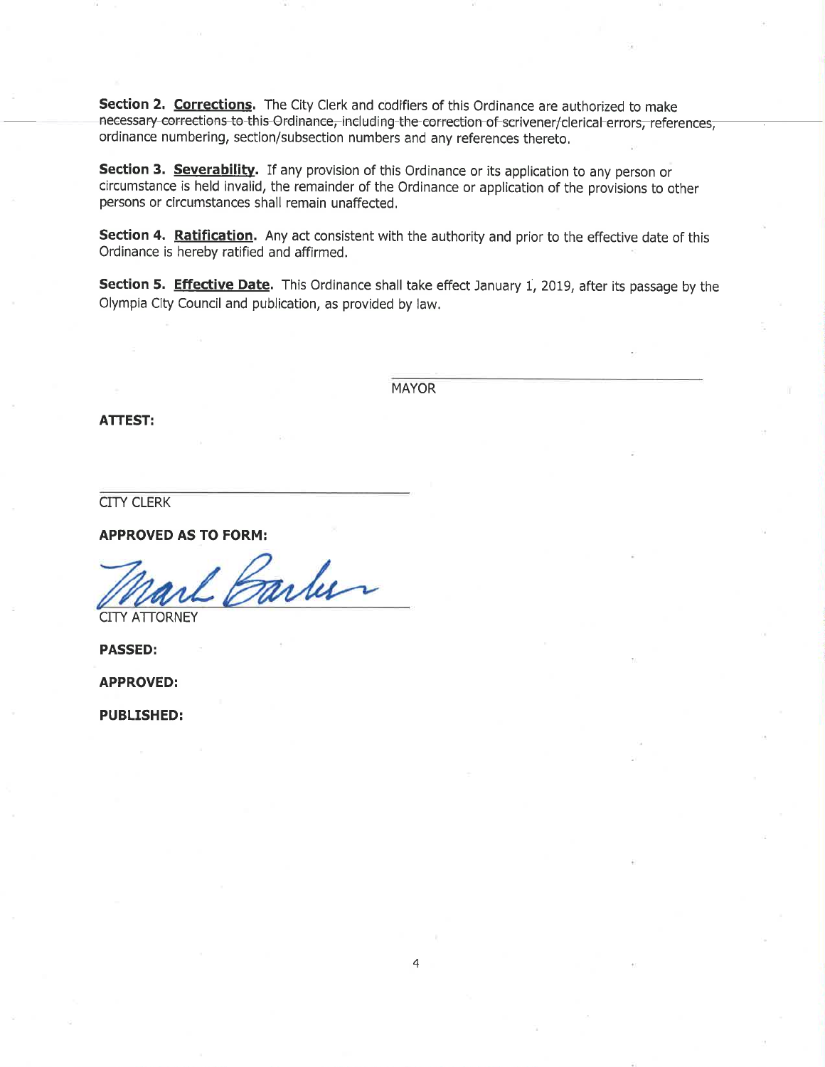**Section 2. <u>Corrections</u>.** The City Clerk and codifiers of this Ordinance are authorized to make necessary corrections to this Ordinance, including the correction of scrivener/clerical errors, references, ordinance numbering, section/subsection numbers and any references thereto.

**Section 3. <u>Severability</u>.** If any provision of this Ordinance or its application to any person or circumstance is held invalid, the remainder of the Ordinance or application of the provisions to other persons or circumstances shall remain unaffected.

**Section 4. <u>Ratification</u>.** Any act consistent with the authority and prior to the effective date of this Ordinance is hereby ratified and affirmed.

**Section 5. <u>Effective Date</u>.** This Ordinance shall take effect January 1, 2019, after its passage by the Olympia City Council and publication, as provided by law.

\_\_\_\_\_\_\_\_\_\_\_\_\_\_\_\_\_\_\_\_\_\_\_\_\_\_\_\_\_\_
MAYOR

**ATTEST:**

\_\_\_\_\_\_\_\_\_\_\_\_\_\_\_\_\_\_\_\_\_\_\_\_\_\_\_\_\_\_
CITY CLERK

**APPROVED AS TO FORM:**

Mark Barber
CITY ATTORNEY

**PASSED:**

**APPROVED:**

**PUBLISHED:**